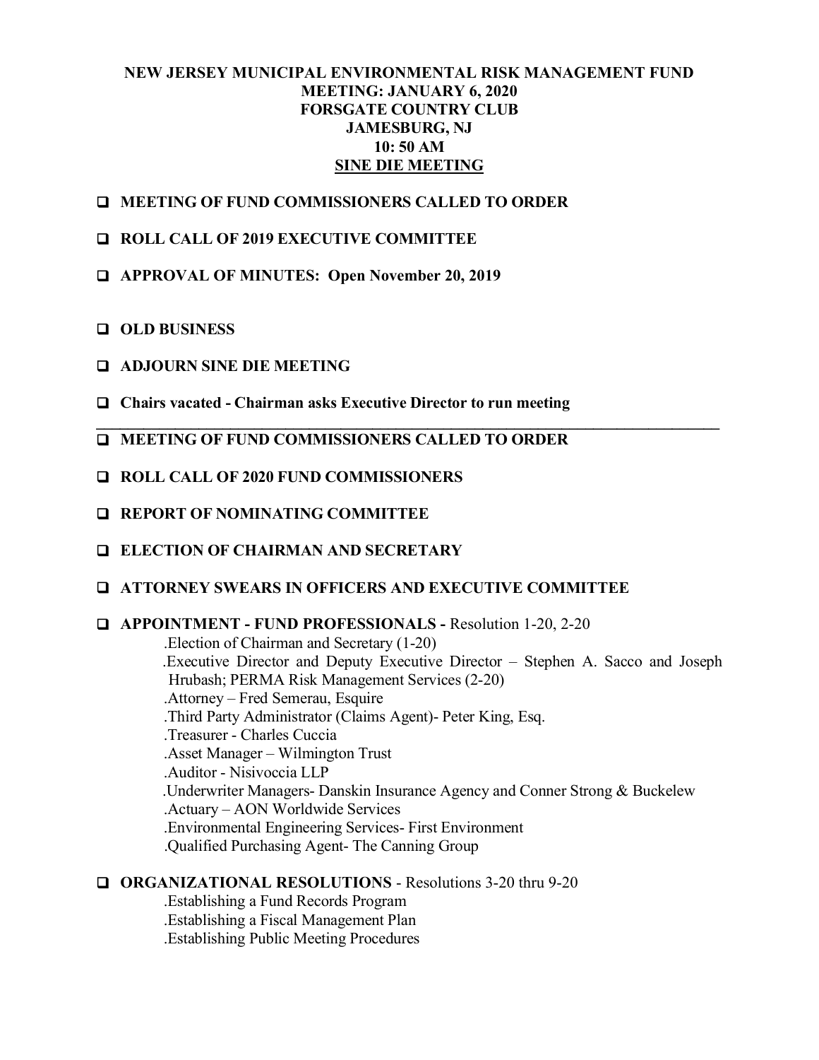# NEW JERSEY MUNICIPAL ENVIRONMENTAL RISK MANAGEMENT FUND
## MEETING: JANUARY 6, 2020
## FORSGATE COUNTRY CLUB
## JAMESBURG, NJ
## 10: 50 AM
## <u>SINE DIE MEETING</u>

- ❑ **MEETING OF FUND COMMISSIONERS CALLED TO ORDER**
- ❑ **ROLL CALL OF 2019 EXECUTIVE COMMITTEE**
- ❑ **APPROVAL OF MINUTES: Open November 20, 2019**
- ❑ **OLD BUSINESS**
- ❑ **ADJOURN SINE DIE MEETING**
- ❑ **Chairs vacated - Chairman asks Executive Director to run meeting**

---

- ❑ **MEETING OF FUND COMMISSIONERS CALLED TO ORDER**
- ❑ **ROLL CALL OF 2020 FUND COMMISSIONERS**
- ❑ **REPORT OF NOMINATING COMMITTEE**
- ❑ **ELECTION OF CHAIRMAN AND SECRETARY**
- ❑ **ATTORNEY SWEARS IN OFFICERS AND EXECUTIVE COMMITTEE**
- ❑ **APPOINTMENT - FUND PROFESSIONALS -** Resolution 1-20, 2-20
  - .Election of Chairman and Secretary (1-20)
  - .Executive Director and Deputy Executive Director – Stephen A. Sacco and Joseph Hrubash; PERMA Risk Management Services (2-20)
  - .Attorney – Fred Semerau, Esquire
  - .Third Party Administrator (Claims Agent)- Peter King, Esq.
  - .Treasurer - Charles Cuccia
  - .Asset Manager – Wilmington Trust
  - .Auditor - Nisivoccia LLP
  - .Underwriter Managers- Danskin Insurance Agency and Conner Strong & Buckelew
  - .Actuary – AON Worldwide Services
  - .Environmental Engineering Services- First Environment
  - .Qualified Purchasing Agent- The Canning Group
- ❑ **ORGANIZATIONAL RESOLUTIONS** - Resolutions 3-20 thru 9-20
  - .Establishing a Fund Records Program
  - .Establishing a Fiscal Management Plan
  - .Establishing Public Meeting Procedures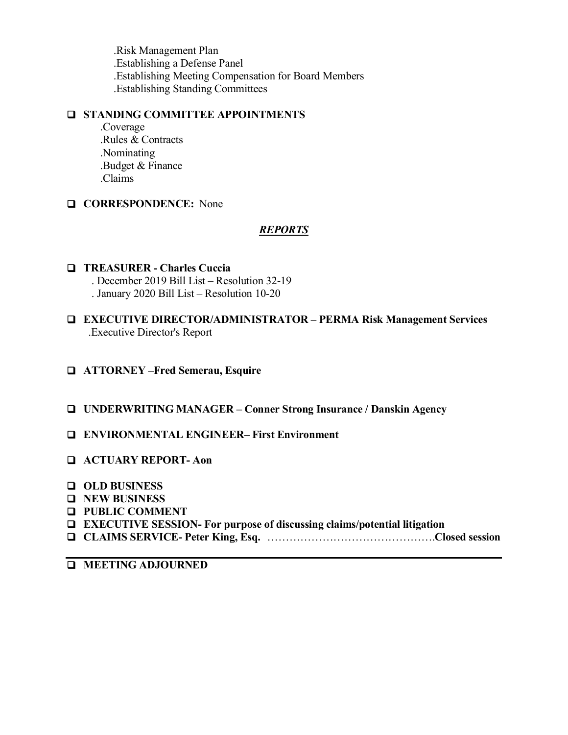.Risk Management Plan
.Establishing a Defense Panel
.Establishing Meeting Compensation for Board Members
.Establishing Standing Committees

- ❑ **STANDING COMMITTEE APPOINTMENTS**
  - .Coverage
  - .Rules & Contracts
  - .Nominating
  - .Budget & Finance
  - .Claims

- ❑ **CORRESPONDENCE:** None

## ***REPORTS***

- ❑ **TREASURER - Charles Cuccia**
  - . December 2019 Bill List – Resolution 32-19
  - . January 2020 Bill List – Resolution 10-20

- ❑ **EXECUTIVE DIRECTOR/ADMINISTRATOR – PERMA Risk Management Services**
  - .Executive Director's Report

- ❑ **ATTORNEY –Fred Semerau, Esquire**

- ❑ **UNDERWRITING MANAGER – Conner Strong Insurance / Danskin Agency**

- ❑ **ENVIRONMENTAL ENGINEER– First Environment**

- ❑ **ACTUARY REPORT- Aon**

- ❑ **OLD BUSINESS**
- ❑ **NEW BUSINESS**
- ❑ **PUBLIC COMMENT**
- ❑ **EXECUTIVE SESSION- For purpose of discussing claims/potential litigation**
- ❑ **CLAIMS SERVICE- Peter King, Esq.** ……………………………………….**Closed session**

---

- ❑ **MEETING ADJOURNED**